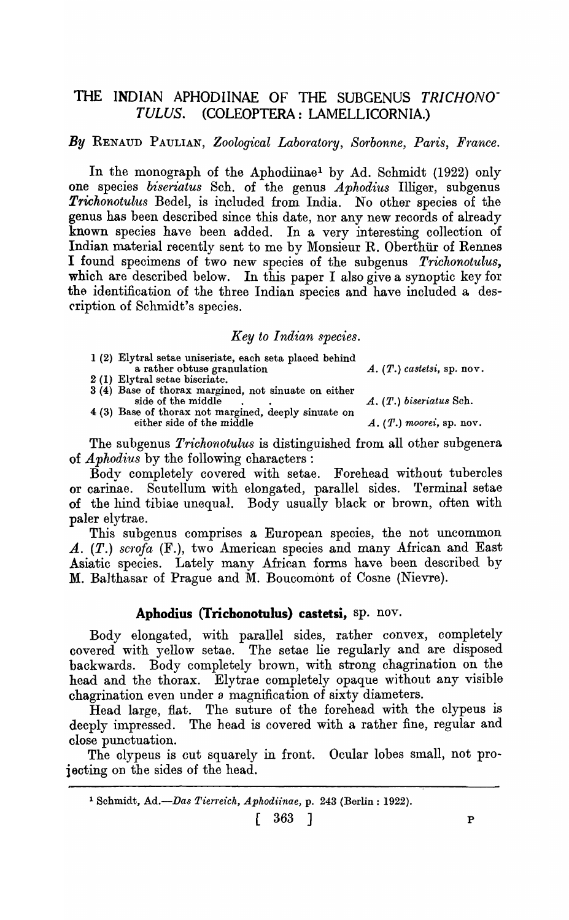# THE INDIAN APHODIINAE OF THE SUBGENUS *TRICHONOTULUS*. (COLEOPTERA: LAMELLICORNIA.)

*By* RENAUD PAULIAN, *Zoological Laboratory, Sorbonne, Paris, France.*

In the monograph of the Aphodiinae[1] by Ad. Schmidt (1922) only one species *biseriatus* Sch. of the genus *Aphodius* Illiger, subgenus *Trichonotulus* Bedel, is included from India. No other species of the genus has been described since this date, nor any new records of already known species have been added. In a very interesting collection of Indian material recently sent to me by Monsieur R. Oberthür of Rennes I found specimens of two new species of the subgenus *Trichonotulus*, which are described below. In this paper I also give a synoptic key for the identification of the three Indian species and have included a description of Schmidt's species.

*Key to Indian species.*

1 (2) Elytral setae uniseriate, each seta placed behind a rather obtuse granulation . . . *A.* (*T.*) *castetsi*, sp. nov.

2 (1) Elytral setae biseriate.

3 (4) Base of thorax margined, not sinuate on either side of the middle . . . *A.* (*T.*) *biseriatus* Sch.

4 (3) Base of thorax not margined, deeply sinuate on either side of the middle . . . *A.* (*T.*) *moorei*, sp. nov.

The subgenus *Trichonotulus* is distinguished from all other subgenera of *Aphodius* by the following characters:

Body completely covered with setae. Forehead without tubercles or carinae. Scutellum with elongated, parallel sides. Terminal setae of the hind tibiae unequal. Body usually black or brown, often with paler elytrae.

This subgenus comprises a European species, the not uncommon *A.* (*T.*) *scrofa* (F.), two American species and many African and East Asiatic species. Lately many African forms have been described by M. Balthasar of Prague and M. Boucomont of Cosne (Nievre).

## Aphodius (Trichonotulus) castetsi, sp. nov.

Body elongated, with parallel sides, rather convex, completely covered with yellow setae. The setae lie regularly and are disposed backwards. Body completely brown, with strong chagrination on the head and the thorax. Elytrae completely opaque without any visible chagrination even under a magnification of sixty diameters.

Head large, flat. The suture of the forehead with the clypeus is deeply impressed. The head is covered with a rather fine, regular and close punctuation.

The clypeus is cut squarely in front. Ocular lobes small, not projecting on the sides of the head.

[1] Schmidt, Ad.—*Das Tierreich, Aphodiinae*, p. 243 (Berlin: 1922).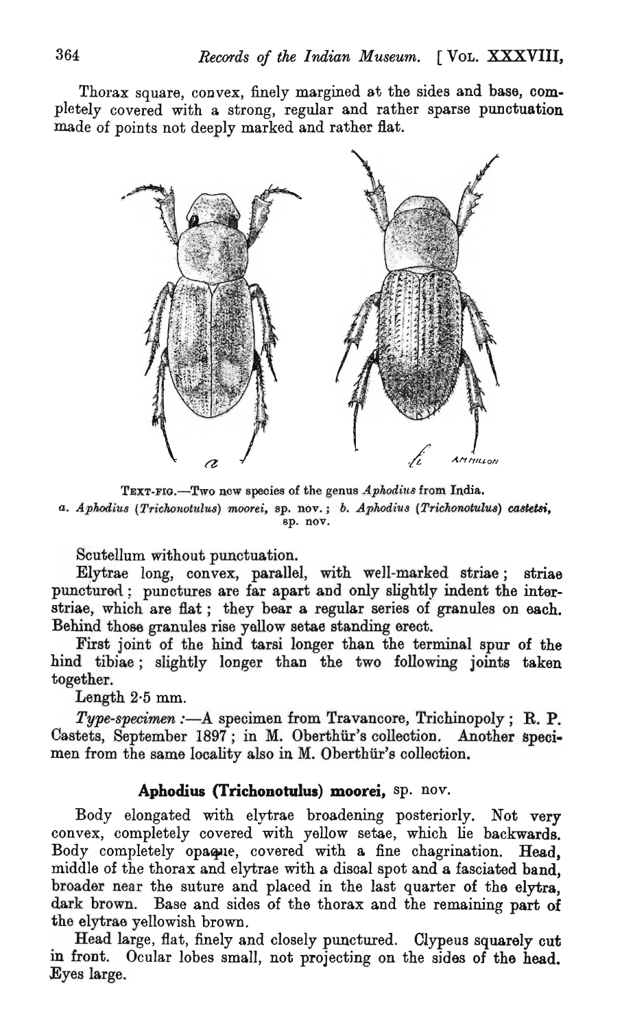Thorax square, convex, finely margined at the sides and base, completely covered with a strong, regular and rather sparse punctuation made of points not deeply marked and rather flat.

TEXT-FIG.—Two new species of the genus *Aphodius* from India.
*a. Aphodius (Trichonotulus) moorei*, sp. nov.; *b. Aphodius (Trichonotulus) castetsi*, sp. nov.

Scutellum without punctuation.

Elytrae long, convex, parallel, with well-marked striae; striae punctured; punctures are far apart and only slightly indent the interstriae, which are flat; they bear a regular series of granules on each. Behind those granules rise yellow setae standing erect.

First joint of the hind tarsi longer than the terminal spur of the hind tibiae; slightly longer than the two following joints taken together.

Length 2·5 mm.

*Type-specimen* :—A specimen from Travancore, Trichinopoly; R. P. Castets, September 1897; in M. Oberthür's collection. Another specimen from the same locality also in M. Oberthür's collection.

### Aphodius (Trichonotulus) moorei, sp. nov.

Body elongated with elytrae broadening posteriorly. Not very convex, completely covered with yellow setae, which lie backwards. Body completely opaque, covered with a fine chagrination. Head, middle of the thorax and elytrae with a discal spot and a fasciated band, broader near the suture and placed in the last quarter of the elytra, dark brown. Base and sides of the thorax and the remaining part of the elytrae yellowish brown.

Head large, flat, finely and closely punctured. Clypeus squarely cut in front. Ocular lobes small, not projecting on the sides of the head. Eyes large.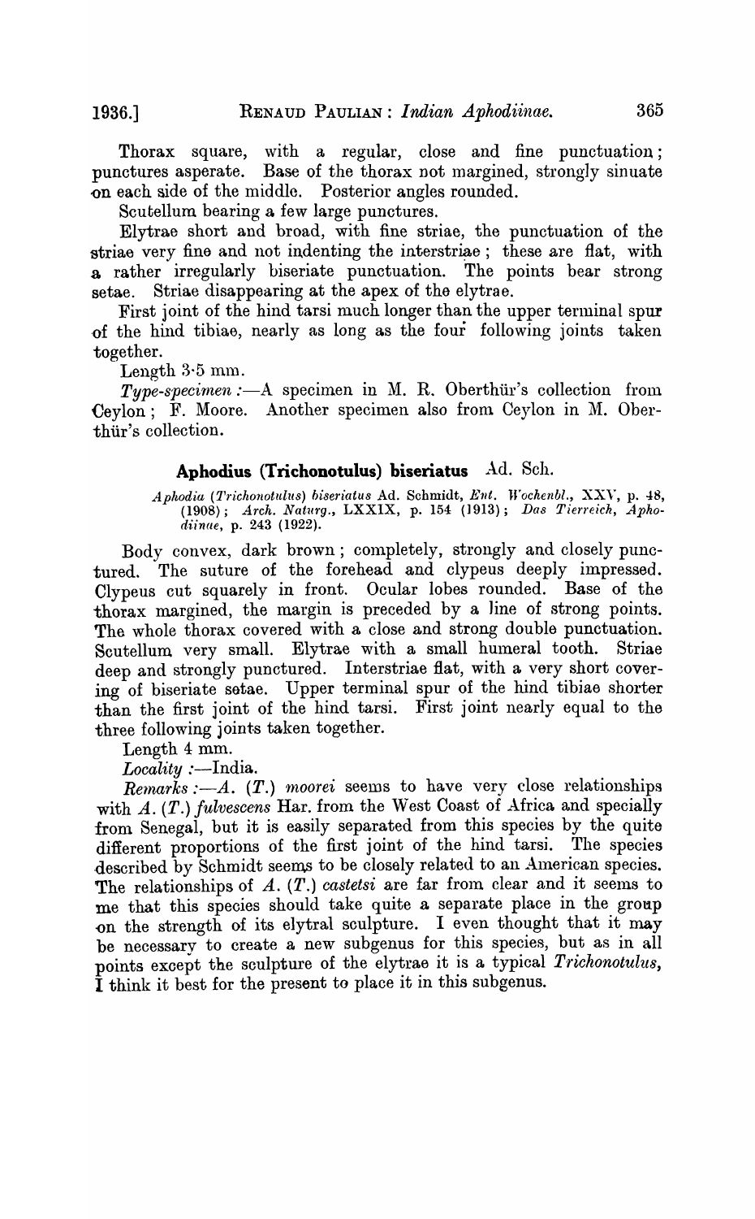Thorax square, with a regular, close and fine punctuation; punctures asperate. Base of the thorax not margined, strongly sinuate on each side of the middle. Posterior angles rounded.

Scutellum bearing a few large punctures.

Elytrae short and broad, with fine striae, the punctuation of the striae very fine and not indenting the interstriae; these are flat, with a rather irregularly biseriate punctuation. The points bear strong setae. Striae disappearing at the apex of the elytrae.

First joint of the hind tarsi much longer than the upper terminal spur of the hind tibiae, nearly as long as the four following joints taken together.

Length 3·5 mm.

*Type-specimen*:—A specimen in M. R. Oberthür's collection from Ceylon; F. Moore. Another specimen also from Ceylon in M. Oberthür's collection.

### Aphodius (Trichonotulus) biseriatus Ad. Sch.

*Aphodia (Trichonotulus) biseriatus* Ad. Schmidt, *Ent. Wochenbl.*, XXV, p. 48, (1908); *Arch. Naturg.*, LXXIX, p. 154 (1913); *Das Tierreich, Aphodiinae*, p. 243 (1922).

Body convex, dark brown; completely, strongly and closely punctured. The suture of the forehead and clypeus deeply impressed. Clypeus cut squarely in front. Ocular lobes rounded. Base of the thorax margined, the margin is preceded by a line of strong points. The whole thorax covered with a close and strong double punctuation. Scutellum very small. Elytrae with a small humeral tooth. Striae deep and strongly punctured. Interstriae flat, with a very short covering of biseriate setae. Upper terminal spur of the hind tibiae shorter than the first joint of the hind tarsi. First joint nearly equal to the three following joints taken together.

Length 4 mm.

*Locality*:—India.

*Remarks*:—*A.* (*T.*) *moorei* seems to have very close relationships with *A.* (*T.*) *fulvescens* Har. from the West Coast of Africa and specially from Senegal, but it is easily separated from this species by the quite different proportions of the first joint of the hind tarsi. The species described by Schmidt seems to be closely related to an American species. The relationships of *A.* (*T.*) *castetsi* are far from clear and it seems to me that this species should take quite a separate place in the group on the strength of its elytral sculpture. I even thought that it may be necessary to create a new subgenus for this species, but as in all points except the sculpture of the elytrae it is a typical *Trichonotulus*, I think it best for the present to place it in this subgenus.